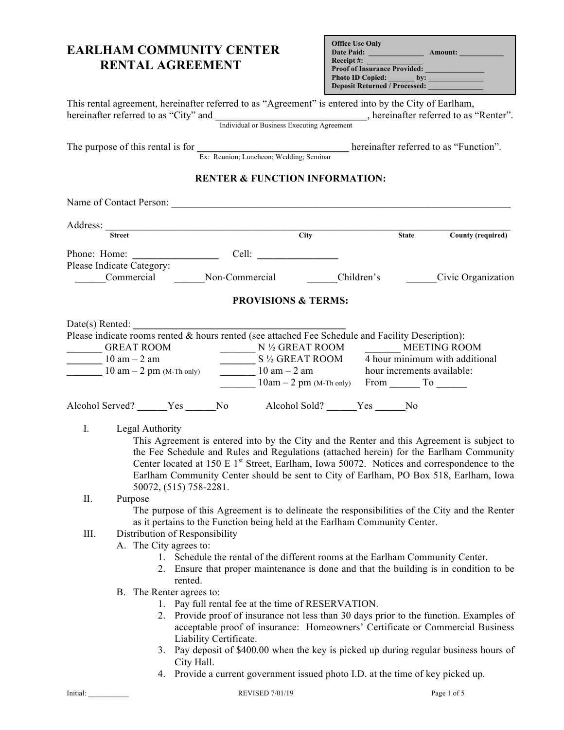# EARLHAM COMMUNITY CENTER RENTAL AGREEMENT

**Office Use Only**
**Date Paid:** _____________ **Amount:** ___________
**Receipt #:** ______________
**Proof of Insurance Provided:** _______________
**Photo ID Copied:** _______ **by:** ______________
**Deposit Returned / Processed:** ______________

This rental agreement, hereinafter referred to as "Agreement" is entered into by the City of Earlham, hereinafter referred to as "City" and ______________________________, hereinafter referred to as "Renter".
Individual or Business Executing Agreement

The purpose of this rental is for ______________________________ hereinafter referred to as "Function".
Ex: Reunion; Luncheon; Wedding; Seminar

### RENTER & FUNCTION INFORMATION:

Name of Contact Person: ______________________________________________________________

Address: ________________________________________________________________________
Street City State County (required)

Phone: Home: ________________ Cell: ________________

Please Indicate Category:
______Commercial ______Non-Commercial ______Children's ______Civic Organization

### PROVISIONS & TERMS:

Date(s) Rented: __________________________________________

Please indicate rooms rented & hours rented (see attached Fee Schedule and Facility Description):

_______ GREAT ROOM
_______ 10 am – 2 am
_______ 10 am – 2 pm (M-Th only)

_______ N ½ GREAT ROOM
_______ S ½ GREAT ROOM
_______ 10 am – 2 am
_______ 10am – 2 pm (M-Th only)

_______ MEETING ROOM
4 hour minimum with additional hour increments available:
From ______ To ______

Alcohol Served? ______Yes ______No Alcohol Sold? ______Yes ______No

I. Legal Authority

This Agreement is entered into by the City and the Renter and this Agreement is subject to the Fee Schedule and Rules and Regulations (attached herein) for the Earlham Community Center located at 150 E 1st Street, Earlham, Iowa 50072. Notices and correspondence to the Earlham Community Center should be sent to City of Earlham, PO Box 518, Earlham, Iowa 50072, (515) 758-2281.

II. Purpose

The purpose of this Agreement is to delineate the responsibilities of the City and the Renter as it pertains to the Function being held at the Earlham Community Center.

III. Distribution of Responsibility

A. The City agrees to:
1. Schedule the rental of the different rooms at the Earlham Community Center.
2. Ensure that proper maintenance is done and that the building is in condition to be rented.

B. The Renter agrees to:
1. Pay full rental fee at the time of RESERVATION.
2. Provide proof of insurance not less than 30 days prior to the function. Examples of acceptable proof of insurance: Homeowners' Certificate or Commercial Business Liability Certificate.
3. Pay deposit of $400.00 when the key is picked up during regular business hours of City Hall.
4. Provide a current government issued photo I.D. at the time of key picked up.

Initial: ___________ REVISED 7/01/19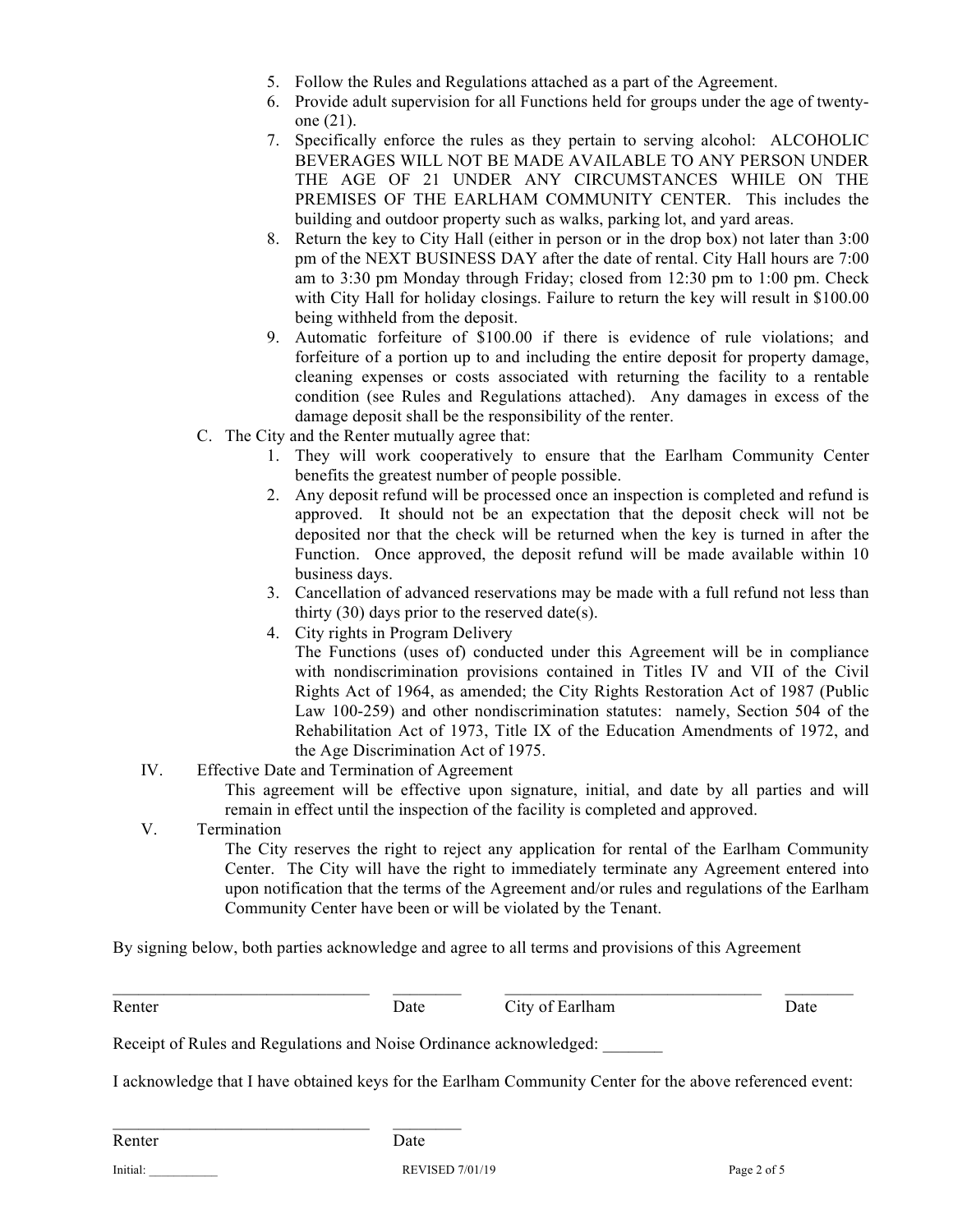5. Follow the Rules and Regulations attached as a part of the Agreement.
6. Provide adult supervision for all Functions held for groups under the age of twenty-one (21).
7. Specifically enforce the rules as they pertain to serving alcohol: ALCOHOLIC BEVERAGES WILL NOT BE MADE AVAILABLE TO ANY PERSON UNDER THE AGE OF 21 UNDER ANY CIRCUMSTANCES WHILE ON THE PREMISES OF THE EARLHAM COMMUNITY CENTER. This includes the building and outdoor property such as walks, parking lot, and yard areas.
8. Return the key to City Hall (either in person or in the drop box) not later than 3:00 pm of the NEXT BUSINESS DAY after the date of rental. City Hall hours are 7:00 am to 3:30 pm Monday through Friday; closed from 12:30 pm to 1:00 pm. Check with City Hall for holiday closings. Failure to return the key will result in $100.00 being withheld from the deposit.
9. Automatic forfeiture of $100.00 if there is evidence of rule violations; and forfeiture of a portion up to and including the entire deposit for property damage, cleaning expenses or costs associated with returning the facility to a rentable condition (see Rules and Regulations attached). Any damages in excess of the damage deposit shall be the responsibility of the renter.

C. The City and the Renter mutually agree that:

1. They will work cooperatively to ensure that the Earlham Community Center benefits the greatest number of people possible.
2. Any deposit refund will be processed once an inspection is completed and refund is approved. It should not be an expectation that the deposit check will not be deposited nor that the check will be returned when the key is turned in after the Function. Once approved, the deposit refund will be made available within 10 business days.
3. Cancellation of advanced reservations may be made with a full refund not less than thirty (30) days prior to the reserved date(s).
4. City rights in Program Delivery
   The Functions (uses of) conducted under this Agreement will be in compliance with nondiscrimination provisions contained in Titles IV and VII of the Civil Rights Act of 1964, as amended; the City Rights Restoration Act of 1987 (Public Law 100-259) and other nondiscrimination statutes: namely, Section 504 of the Rehabilitation Act of 1973, Title IX of the Education Amendments of 1972, and the Age Discrimination Act of 1975.

IV. Effective Date and Termination of Agreement

This agreement will be effective upon signature, initial, and date by all parties and will remain in effect until the inspection of the facility is completed and approved.

V. Termination

The City reserves the right to reject any application for rental of the Earlham Community Center. The City will have the right to immediately terminate any Agreement entered into upon notification that the terms of the Agreement and/or rules and regulations of the Earlham Community Center have been or will be violated by the Tenant.

By signing below, both parties acknowledge and agree to all terms and provisions of this Agreement

_______________________________ ________ _______________________________ ________
Renter Date City of Earlham Date

Receipt of Rules and Regulations and Noise Ordinance acknowledged: _______

I acknowledge that I have obtained keys for the Earlham Community Center for the above referenced event:

_______________________________ ________
Renter Date

Initial: ___________ REVISED 7/01/19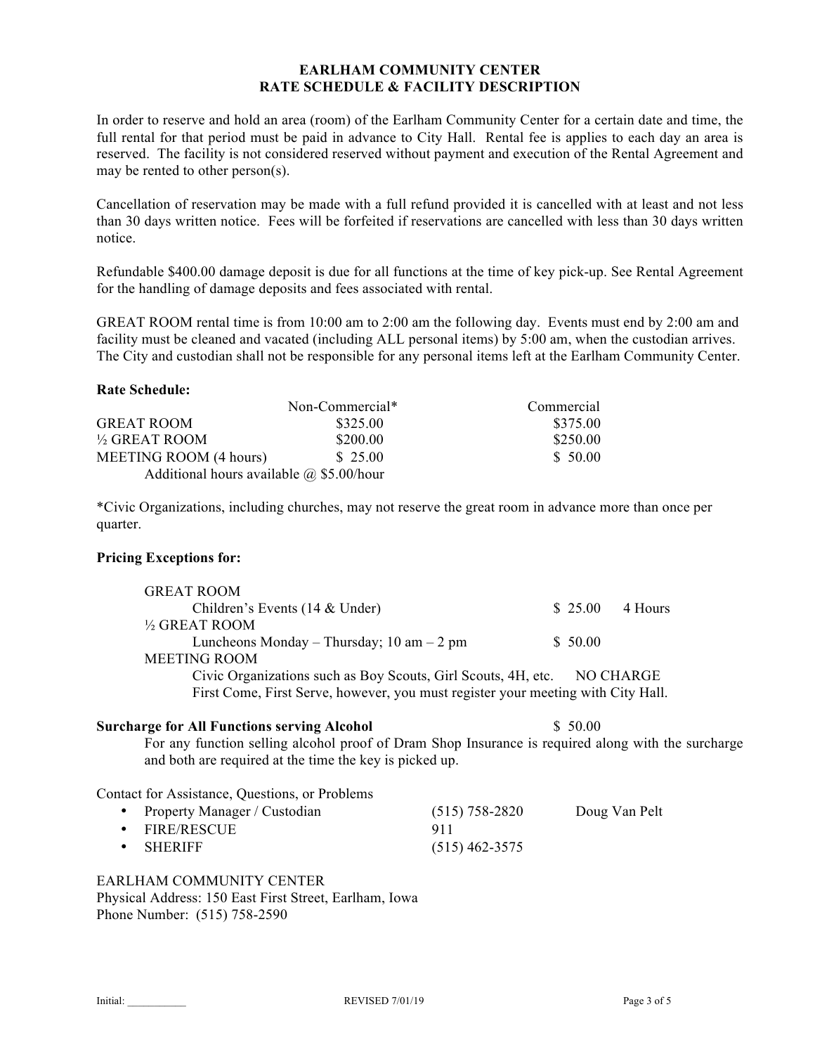# EARLHAM COMMUNITY CENTER
## RATE SCHEDULE & FACILITY DESCRIPTION

In order to reserve and hold an area (room) of the Earlham Community Center for a certain date and time, the full rental for that period must be paid in advance to City Hall. Rental fee is applies to each day an area is reserved. The facility is not considered reserved without payment and execution of the Rental Agreement and may be rented to other person(s).

Cancellation of reservation may be made with a full refund provided it is cancelled with at least and not less than 30 days written notice. Fees will be forfeited if reservations are cancelled with less than 30 days written notice.

Refundable $400.00 damage deposit is due for all functions at the time of key pick-up. See Rental Agreement for the handling of damage deposits and fees associated with rental.

GREAT ROOM rental time is from 10:00 am to 2:00 am the following day. Events must end by 2:00 am and facility must be cleaned and vacated (including ALL personal items) by 5:00 am, when the custodian arrives. The City and custodian shall not be responsible for any personal items left at the Earlham Community Center.

**Rate Schedule:**

| | Non-Commercial* | Commercial |
|---|---|---|
| GREAT ROOM | $325.00 | $375.00 |
| ½ GREAT ROOM | $200.00 | $250.00 |
| MEETING ROOM (4 hours) | $ 25.00 | $ 50.00 |
| Additional hours available @ $5.00/hour | | |

*Civic Organizations, including churches, may not reserve the great room in advance more than once per quarter.

**Pricing Exceptions for:**

GREAT ROOM
- Children's Events (14 & Under) — $ 25.00 — 4 Hours

½ GREAT ROOM
- Luncheons Monday – Thursday; 10 am – 2 pm — $ 50.00

MEETING ROOM
- Civic Organizations such as Boy Scouts, Girl Scouts, 4H, etc. — NO CHARGE
  First Come, First Serve, however, you must register your meeting with City Hall.

**Surcharge for All Functions serving Alcohol** — $ 50.00

For any function selling alcohol proof of Dram Shop Insurance is required along with the surcharge and both are required at the time the key is picked up.

Contact for Assistance, Questions, or Problems

- Property Manager / Custodian — (515) 758-2820 — Doug Van Pelt
- FIRE/RESCUE — 911
- SHERIFF — (515) 462-3575

EARLHAM COMMUNITY CENTER
Physical Address: 150 East First Street, Earlham, Iowa
Phone Number: (515) 758-2590

Initial: ___________ REVISED 7/01/19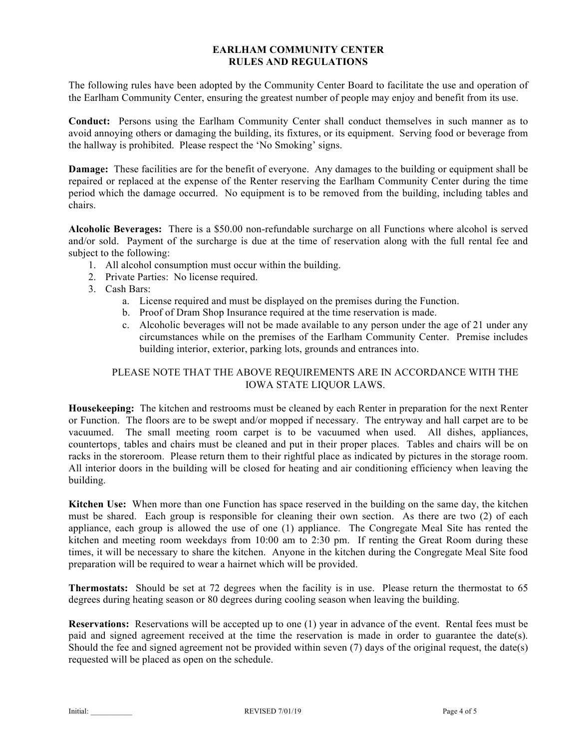# EARLHAM COMMUNITY CENTER
## RULES AND REGULATIONS

The following rules have been adopted by the Community Center Board to facilitate the use and operation of the Earlham Community Center, ensuring the greatest number of people may enjoy and benefit from its use.

**Conduct:** Persons using the Earlham Community Center shall conduct themselves in such manner as to avoid annoying others or damaging the building, its fixtures, or its equipment. Serving food or beverage from the hallway is prohibited. Please respect the 'No Smoking' signs.

**Damage:** These facilities are for the benefit of everyone. Any damages to the building or equipment shall be repaired or replaced at the expense of the Renter reserving the Earlham Community Center during the time period which the damage occurred. No equipment is to be removed from the building, including tables and chairs.

**Alcoholic Beverages:** There is a $50.00 non-refundable surcharge on all Functions where alcohol is served and/or sold. Payment of the surcharge is due at the time of reservation along with the full rental fee and subject to the following:

1. All alcohol consumption must occur within the building.
2. Private Parties: No license required.
3. Cash Bars:
   a. License required and must be displayed on the premises during the Function.
   b. Proof of Dram Shop Insurance required at the time reservation is made.
   c. Alcoholic beverages will not be made available to any person under the age of 21 under any circumstances while on the premises of the Earlham Community Center. Premise includes building interior, exterior, parking lots, grounds and entrances into.

PLEASE NOTE THAT THE ABOVE REQUIREMENTS ARE IN ACCORDANCE WITH THE IOWA STATE LIQUOR LAWS.

**Housekeeping:** The kitchen and restrooms must be cleaned by each Renter in preparation for the next Renter or Function. The floors are to be swept and/or mopped if necessary. The entryway and hall carpet are to be vacuumed. The small meeting room carpet is to be vacuumed when used. All dishes, appliances, countertops, tables and chairs must be cleaned and put in their proper places. Tables and chairs will be on racks in the storeroom. Please return them to their rightful place as indicated by pictures in the storage room. All interior doors in the building will be closed for heating and air conditioning efficiency when leaving the building.

**Kitchen Use:** When more than one Function has space reserved in the building on the same day, the kitchen must be shared. Each group is responsible for cleaning their own section. As there are two (2) of each appliance, each group is allowed the use of one (1) appliance. The Congregate Meal Site has rented the kitchen and meeting room weekdays from 10:00 am to 2:30 pm. If renting the Great Room during these times, it will be necessary to share the kitchen. Anyone in the kitchen during the Congregate Meal Site food preparation will be required to wear a hairnet which will be provided.

**Thermostats:** Should be set at 72 degrees when the facility is in use. Please return the thermostat to 65 degrees during heating season or 80 degrees during cooling season when leaving the building.

**Reservations:** Reservations will be accepted up to one (1) year in advance of the event. Rental fees must be paid and signed agreement received at the time the reservation is made in order to guarantee the date(s). Should the fee and signed agreement not be provided within seven (7) days of the original request, the date(s) requested will be placed as open on the schedule.

Initial: ___________ REVISED 7/01/19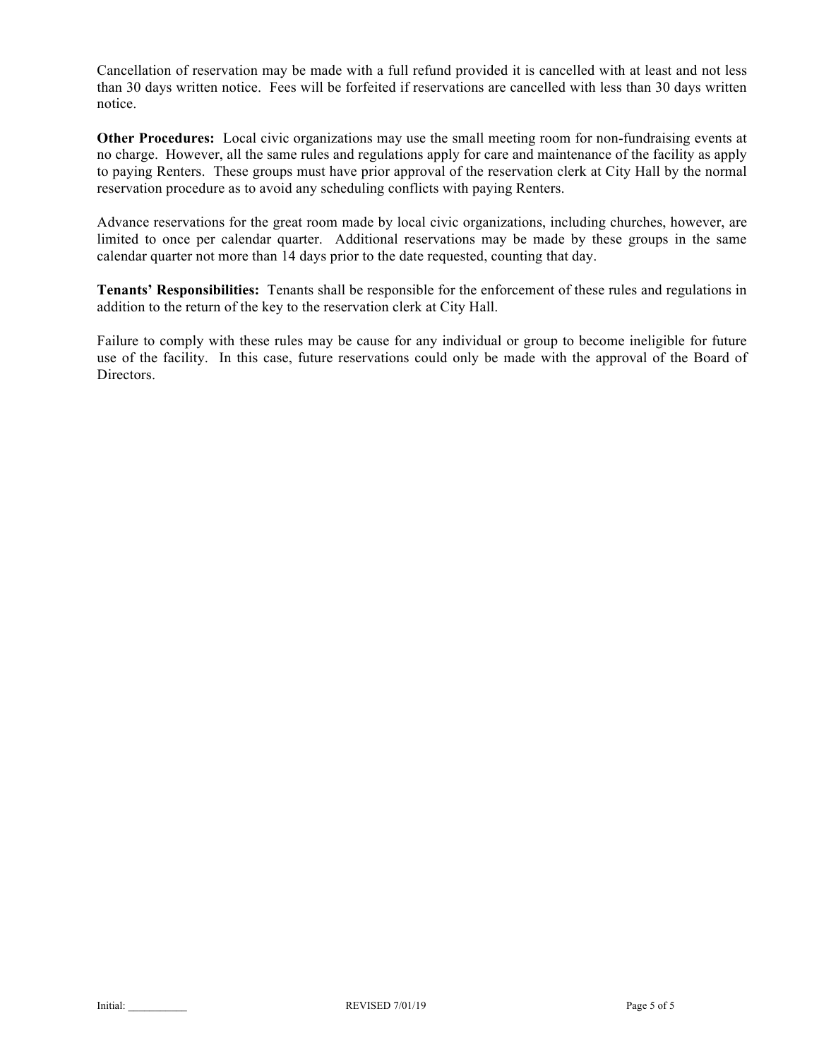Cancellation of reservation may be made with a full refund provided it is cancelled with at least and not less than 30 days written notice. Fees will be forfeited if reservations are cancelled with less than 30 days written notice.

**Other Procedures:** Local civic organizations may use the small meeting room for non-fundraising events at no charge. However, all the same rules and regulations apply for care and maintenance of the facility as apply to paying Renters. These groups must have prior approval of the reservation clerk at City Hall by the normal reservation procedure as to avoid any scheduling conflicts with paying Renters.

Advance reservations for the great room made by local civic organizations, including churches, however, are limited to once per calendar quarter. Additional reservations may be made by these groups in the same calendar quarter not more than 14 days prior to the date requested, counting that day.

**Tenants' Responsibilities:** Tenants shall be responsible for the enforcement of these rules and regulations in addition to the return of the key to the reservation clerk at City Hall.

Failure to comply with these rules may be cause for any individual or group to become ineligible for future use of the facility. In this case, future reservations could only be made with the approval of the Board of Directors.

Initial: ___________

REVISED 7/01/19